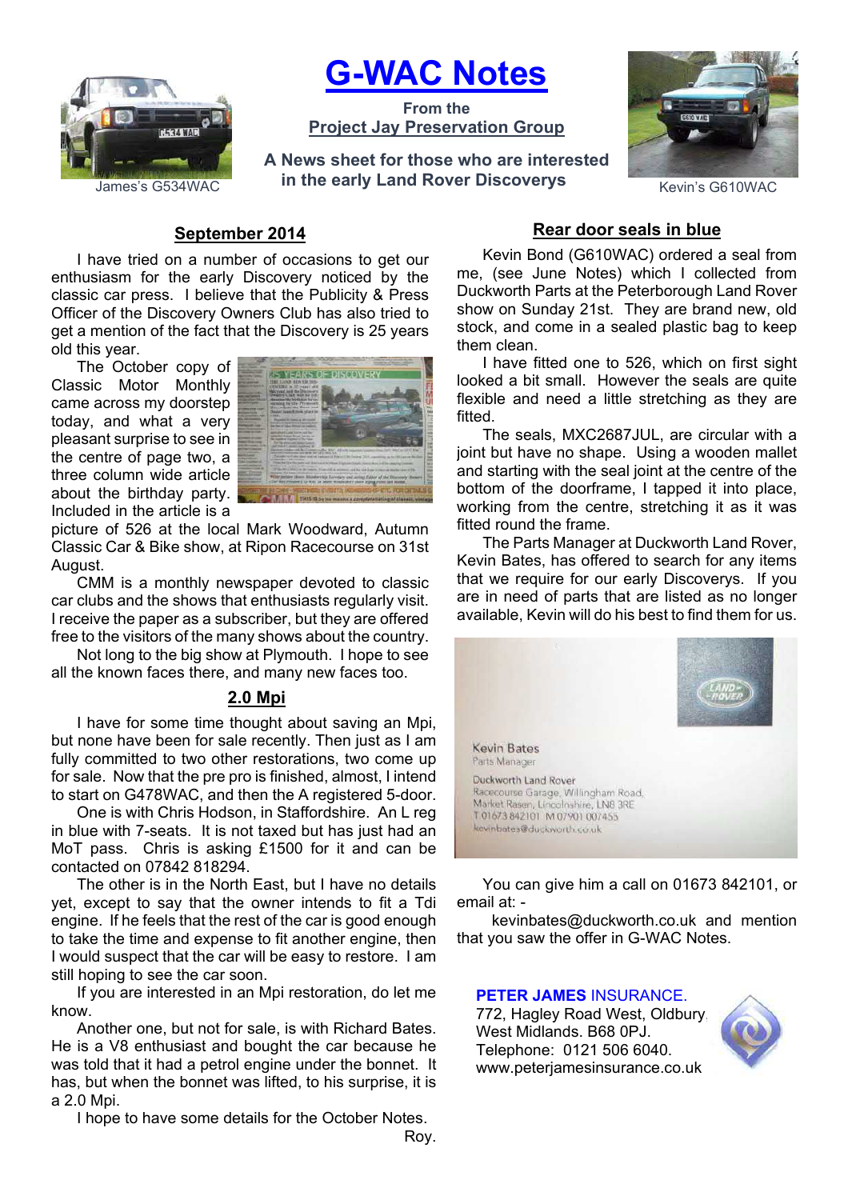# G-WAC Notes

**From the**
**Project Jay Preservation Group**

**A News sheet for those who are interested in the early Land Rover Discoverys**

James's G534WAC

Kevin's G610WAC

## September 2014

I have tried on a number of occasions to get our enthusiasm for the early Discovery noticed by the classic car press. I believe that the Publicity & Press Officer of the Discovery Owners Club has also tried to get a mention of the fact that the Discovery is 25 years old this year.

The October copy of Classic Motor Monthly came across my doorstep today, and what a very pleasant surprise to see in the centre of page two, a three column wide article about the birthday party. Included in the article is a picture of 526 at the local Mark Woodward, Autumn Classic Car & Bike show, at Ripon Racecourse on 31st August.

CMM is a monthly newspaper devoted to classic car clubs and the shows that enthusiasts regularly visit. I receive the paper as a subscriber, but they are offered free to the visitors of the many shows about the country.

Not long to the big show at Plymouth. I hope to see all the known faces there, and many new faces too.

## 2.0 Mpi

I have for some time thought about saving an Mpi, but none have been for sale recently. Then just as I am fully committed to two other restorations, two come up for sale. Now that the pre pro is finished, almost, I intend to start on G478WAC, and then the A registered 5-door.

One is with Chris Hodson, in Staffordshire. An L reg in blue with 7-seats. It is not taxed but has just had an MoT pass. Chris is asking £1500 for it and can be contacted on 07842 818294.

The other is in the North East, but I have no details yet, except to say that the owner intends to fit a Tdi engine. If he feels that the rest of the car is good enough to take the time and expense to fit another engine, then I would suspect that the car will be easy to restore. I am still hoping to see the car soon.

If you are interested in an Mpi restoration, do let me know.

Another one, but not for sale, is with Richard Bates. He is a V8 enthusiast and bought the car because he was told that it had a petrol engine under the bonnet. It has, but when the bonnet was lifted, to his surprise, it is a 2.0 Mpi.

I hope to have some details for the October Notes.

Roy.

## Rear door seals in blue

Kevin Bond (G610WAC) ordered a seal from me, (see June Notes) which I collected from Duckworth Parts at the Peterborough Land Rover show on Sunday 21st. They are brand new, old stock, and come in a sealed plastic bag to keep them clean.

I have fitted one to 526, which on first sight looked a bit small. However the seals are quite flexible and need a little stretching as they are fitted.

The seals, MXC2687JUL, are circular with a joint but have no shape. Using a wooden mallet and starting with the seal joint at the centre of the bottom of the doorframe, I tapped it into place, working from the centre, stretching it as it was fitted round the frame.

The Parts Manager at Duckworth Land Rover, Kevin Bates, has offered to search for any items that we require for our early Discoverys. If you are in need of parts that are listed as no longer available, Kevin will do his best to find them for us.

Kevin Bates
Parts Manager
Duckworth Land Rover
Racecourse Garage, Willingham Road,
Market Rasen, Lincolnshire, LN8 3RE
T 01673 842101 M 07901 007455
kevinbates@duckworth.co.uk

You can give him a call on 01673 842101, or email at: -

kevinbates@duckworth.co.uk and mention that you saw the offer in G-WAC Notes.

**PETER JAMES** INSURANCE.
772, Hagley Road West, Oldbury.
West Midlands. B68 0PJ.
Telephone: 0121 506 6040.
www.peterjamesinsurance.co.uk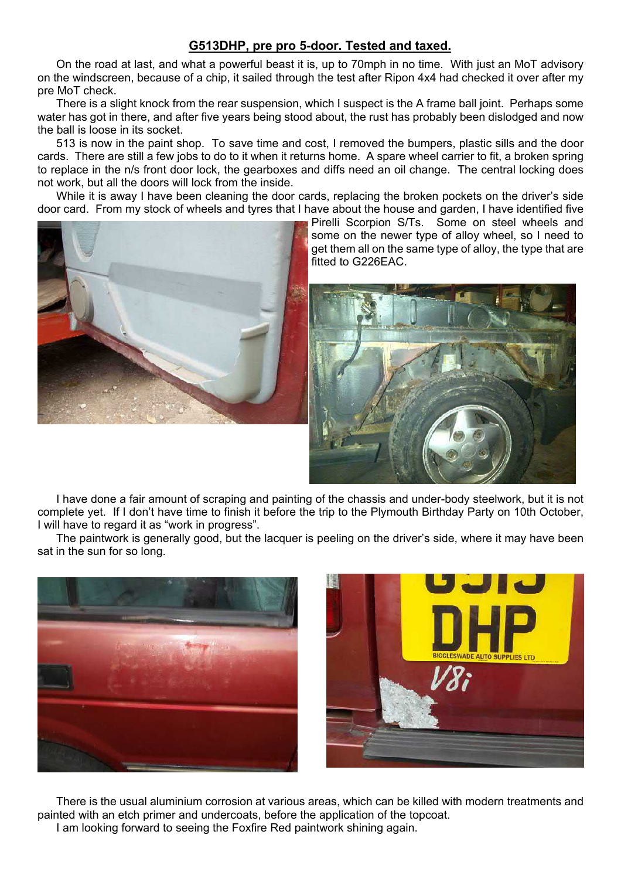**G513DHP, pre pro 5-door. Tested and taxed.**

On the road at last, and what a powerful beast it is, up to 70mph in no time. With just an MoT advisory on the windscreen, because of a chip, it sailed through the test after Ripon 4x4 had checked it over after my pre MoT check.

There is a slight knock from the rear suspension, which I suspect is the A frame ball joint. Perhaps some water has got in there, and after five years being stood about, the rust has probably been dislodged and now the ball is loose in its socket.

513 is now in the paint shop. To save time and cost, I removed the bumpers, plastic sills and the door cards. There are still a few jobs to do to it when it returns home. A spare wheel carrier to fit, a broken spring to replace in the n/s front door lock, the gearboxes and diffs need an oil change. The central locking does not work, but all the doors will lock from the inside.

While it is away I have been cleaning the door cards, replacing the broken pockets on the driver's side door card. From my stock of wheels and tyres that I have about the house and garden, I have identified five Pirelli Scorpion S/Ts. Some on steel wheels and some on the newer type of alloy wheel, so I need to get them all on the same type of alloy, the type that are fitted to G226EAC.

I have done a fair amount of scraping and painting of the chassis and under-body steelwork, but it is not complete yet. If I don't have time to finish it before the trip to the Plymouth Birthday Party on 10th October, I will have to regard it as "work in progress".

The paintwork is generally good, but the lacquer is peeling on the driver's side, where it may have been sat in the sun for so long.

There is the usual aluminium corrosion at various areas, which can be killed with modern treatments and painted with an etch primer and undercoats, before the application of the topcoat.

I am looking forward to seeing the Foxfire Red paintwork shining again.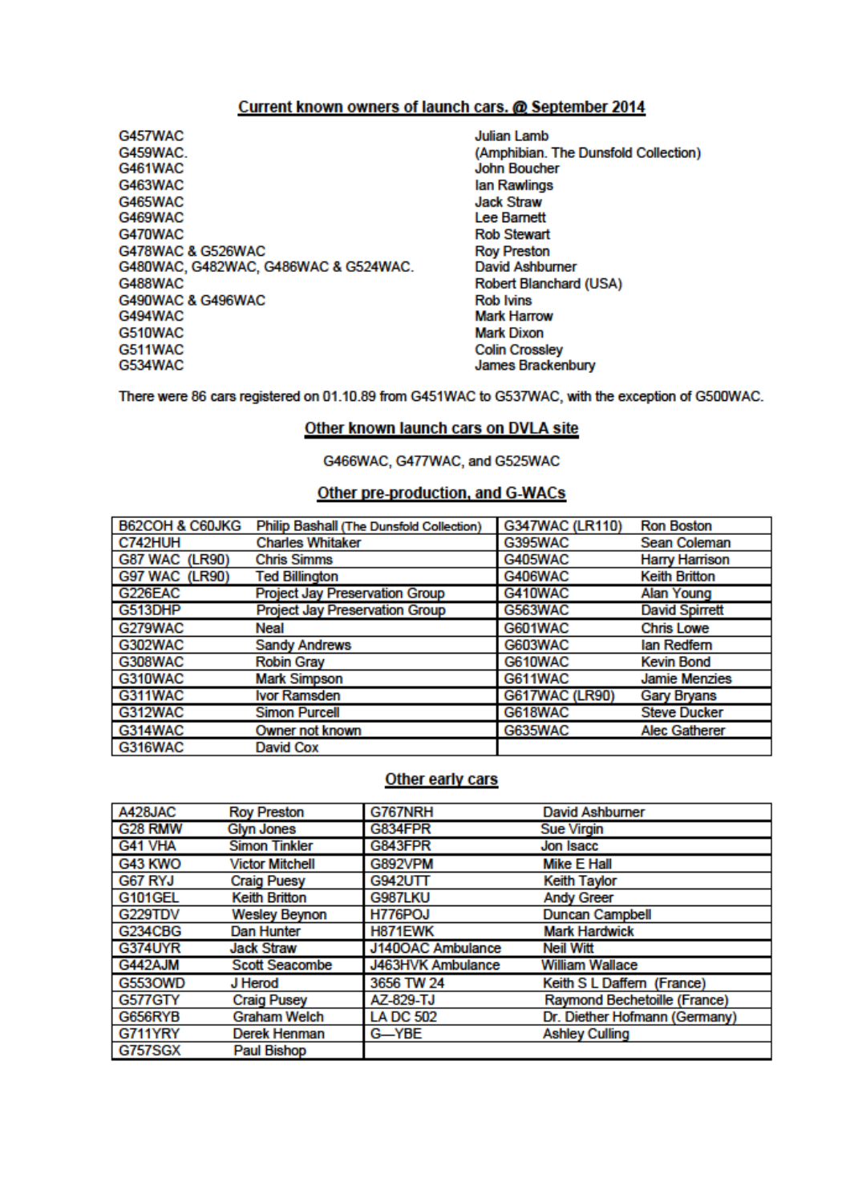## Current known owners of launch cars. @ September 2014

| | |
|---|---|
| G457WAC | Julian Lamb |
| G459WAC. | (Amphibian. The Dunsfold Collection) |
| G461WAC | John Boucher |
| G463WAC | Ian Rawlings |
| G465WAC | Jack Straw |
| G469WAC | Lee Barnett |
| G470WAC | Rob Stewart |
| G478WAC & G526WAC | Roy Preston |
| G480WAC, G482WAC, G486WAC & G524WAC. | David Ashburner |
| G488WAC | Robert Blanchard (USA) |
| G490WAC & G496WAC | Rob Ivins |
| G494WAC | Mark Harrow |
| G510WAC | Mark Dixon |
| G511WAC | Colin Crossley |
| G534WAC | James Brackenbury |

There were 86 cars registered on 01.10.89 from G451WAC to G537WAC, with the exception of G500WAC.

## Other known launch cars on DVLA site

G466WAC, G477WAC, and G525WAC

## Other pre-production, and G-WACs

| | | | |
|---|---|---|---|
| B62COH & C60JKG | Philip Bashall (The Dunsfold Collection) | G347WAC (LR110) | Ron Boston |
| C742HUH | Charles Whitaker | G395WAC | Sean Coleman |
| G87 WAC (LR90) | Chris Simms | G405WAC | Harry Harrison |
| G97 WAC (LR90) | Ted Billington | G406WAC | Keith Britton |
| G226EAC | Project Jay Preservation Group | G410WAC | Alan Young |
| G513DHP | Project Jay Preservation Group | G563WAC | David Spirrett |
| G279WAC | Neal | G601WAC | Chris Lowe |
| G302WAC | Sandy Andrews | G603WAC | Ian Redfern |
| G308WAC | Robin Gray | G610WAC | Kevin Bond |
| G310WAC | Mark Simpson | G611WAC | Jamie Menzies |
| G311WAC | Ivor Ramsden | G617WAC (LR90) | Gary Bryans |
| G312WAC | Simon Purcell | G618WAC | Steve Ducker |
| G314WAC | Owner not known | G635WAC | Alec Gatherer |
| G316WAC | David Cox | | |

## Other early cars

| | | | |
|---|---|---|---|
| A428JAC | Roy Preston | G767NRH | David Ashburner |
| G28 RMW | Glyn Jones | G834FPR | Sue Virgin |
| G41 VHA | Simon Tinkler | G843FPR | Jon Isacc |
| G43 KWO | Victor Mitchell | G892VPM | Mike E Hall |
| G67 RYJ | Craig Puesy | G942UTT | Keith Taylor |
| G101GEL | Keith Britton | G987LKU | Andy Greer |
| G229TDV | Wesley Beynon | H776POJ | Duncan Campbell |
| G234CBG | Dan Hunter | H871EWK | Mark Hardwick |
| G374UYR | Jack Straw | J140OAC Ambulance | Neil Witt |
| G442AJM | Scott Seacombe | J463HVK Ambulance | William Wallace |
| G553OWD | J Herod | 3656 TW 24 | Keith S L Daffern (France) |
| G577GTY | Craig Pusey | AZ-829-TJ | Raymond Bechetoille (France) |
| G656RYB | Graham Welch | LA DC 502 | Dr. Diether Hofmann (Germany) |
| G711YRY | Derek Henman | G—YBE | Ashley Culling |
| G757SGX | Paul Bishop | | |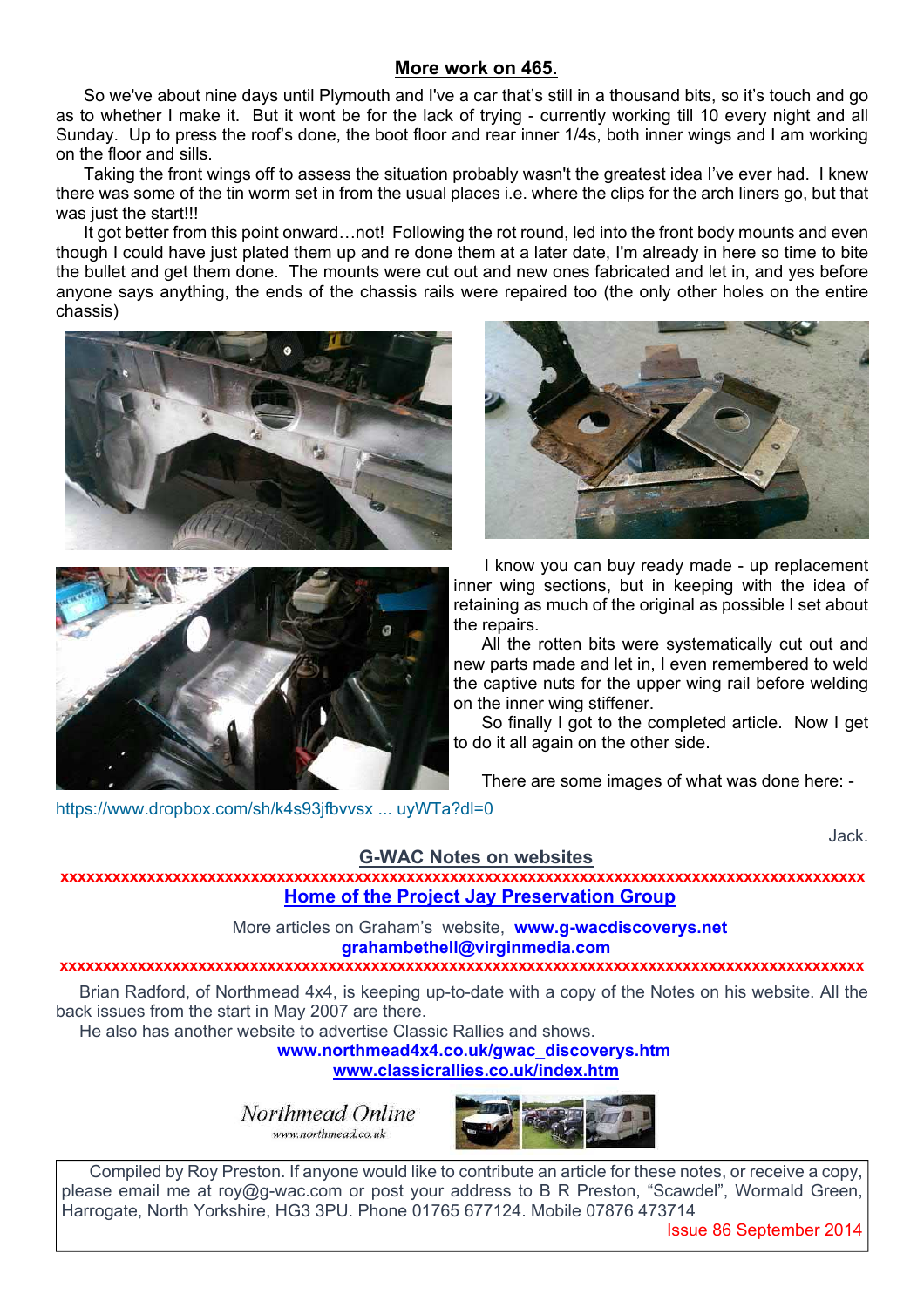## More work on 465.

So we've about nine days until Plymouth and I've a car that's still in a thousand bits, so it's touch and go as to whether I make it. But it wont be for the lack of trying - currently working till 10 every night and all Sunday. Up to press the roof's done, the boot floor and rear inner 1/4s, both inner wings and I am working on the floor and sills.

Taking the front wings off to assess the situation probably wasn't the greatest idea I've ever had. I knew there was some of the tin worm set in from the usual places i.e. where the clips for the arch liners go, but that was just the start!!!

It got better from this point onward…not! Following the rot round, led into the front body mounts and even though I could have just plated them up and re done them at a later date, I'm already in here so time to bite the bullet and get them done. The mounts were cut out and new ones fabricated and let in, and yes before anyone says anything, the ends of the chassis rails were repaired too (the only other holes on the entire chassis)

I know you can buy ready made - up replacement inner wing sections, but in keeping with the idea of retaining as much of the original as possible I set about the repairs.

All the rotten bits were systematically cut out and new parts made and let in, I even remembered to weld the captive nuts for the upper wing rail before welding on the inner wing stiffener.

So finally I got to the completed article. Now I get to do it all again on the other side.

There are some images of what was done here: -

https://www.dropbox.com/sh/k4s93jfbvvsx ... uyWTa?dl=0

Jack.

## G-WAC Notes on websites

xxxxxxxxxxxxxxxxxxxxxxxxxxxxxxxxxxxxxxxxxxxxxxxxxxxxxxxxxxxxxxxxxxxxxxxxxxxxxxxxxxxxxxxxxx

**Home of the Project Jay Preservation Group**

More articles on Graham's website, **www.g-wacdiscoverys.net**

**grahambethell@virginmedia.com**

xxxxxxxxxxxxxxxxxxxxxxxxxxxxxxxxxxxxxxxxxxxxxxxxxxxxxxxxxxxxxxxxxxxxxxxxxxxxxxxxxxxxxxxxxx

Brian Radford, of Northmead 4x4, is keeping up-to-date with a copy of the Notes on his website. All the back issues from the start in May 2007 are there.

He also has another website to advertise Classic Rallies and shows.

**www.northmead4x4.co.uk/gwac_discoverys.htm**

**www.classicrallies.co.uk/index.htm**

*Northmead Online*
www.northmead.co.uk

Compiled by Roy Preston. If anyone would like to contribute an article for these notes, or receive a copy, please email me at roy@g-wac.com or post your address to B R Preston, "Scawdel", Wormald Green, Harrogate, North Yorkshire, HG3 3PU. Phone 01765 677124. Mobile 07876 473714

Issue 86 September 2014